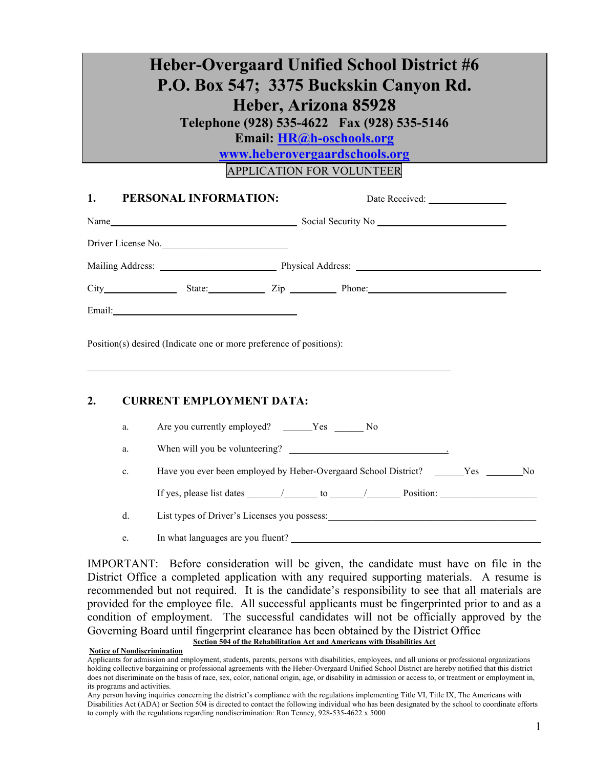# Heber-Overgaard Unified School District #6
# P.O. Box 547; 3375 Buckskin Canyon Rd.
# Heber, Arizona 85928

**Telephone (928) 535-4622 Fax (928) 535-5146**

**Email: HR@h-oschools.org**

**www.heberovergaardschools.org**

APPLICATION FOR VOLUNTEER

## 1. PERSONAL INFORMATION:

Date Received: ________________

Name________________________________________ Social Security No ____________________________

Driver License No.___________________________

Mailing Address: _________________________ Physical Address: ________________________________________

City________________ State:____________ Zip __________ Phone:______________________________

Email:_______________________________________

Position(s) desired (Indicate one or more preference of positions):

_______________________________________________________________________________

## 2. CURRENT EMPLOYMENT DATA:

a. Are you currently employed? ______Yes ______ No

a. When will you be volunteering? _________________________________.

c. Have you ever been employed by Heber-Overgaard School District? ______Yes ________No

If yes, please list dates _______/_______ to _______/_______ Position: ____________________

d. List types of Driver's Licenses you possess:_____________________________________________

e. In what languages are you fluent? ________________________________________________________

IMPORTANT: Before consideration will be given, the candidate must have on file in the District Office a completed application with any required supporting materials. A resume is recommended but not required. It is the candidate's responsibility to see that all materials are provided for the employee file. All successful applicants must be fingerprinted prior to and as a condition of employment. The successful candidates will not be officially approved by the Governing Board until fingerprint clearance has been obtained by the District Office

**Section 504 of the Rehabilitation Act and Americans with Disabilities Act**

**Notice of Nondiscrimination**

Applicants for admission and employment, students, parents, persons with disabilities, employees, and all unions or professional organizations holding collective bargaining or professional agreements with the Heber-Overgaard Unified School District are hereby notified that this district does not discriminate on the basis of race, sex, color, national origin, age, or disability in admission or access to, or treatment or employment in, its programs and activities.

Any person having inquiries concerning the district's compliance with the regulations implementing Title VI, Title IX, The Americans with Disabilities Act (ADA) or Section 504 is directed to contact the following individual who has been designated by the school to coordinate efforts to comply with the regulations regarding nondiscrimination: Ron Tenney, 928-535-4622 x 5000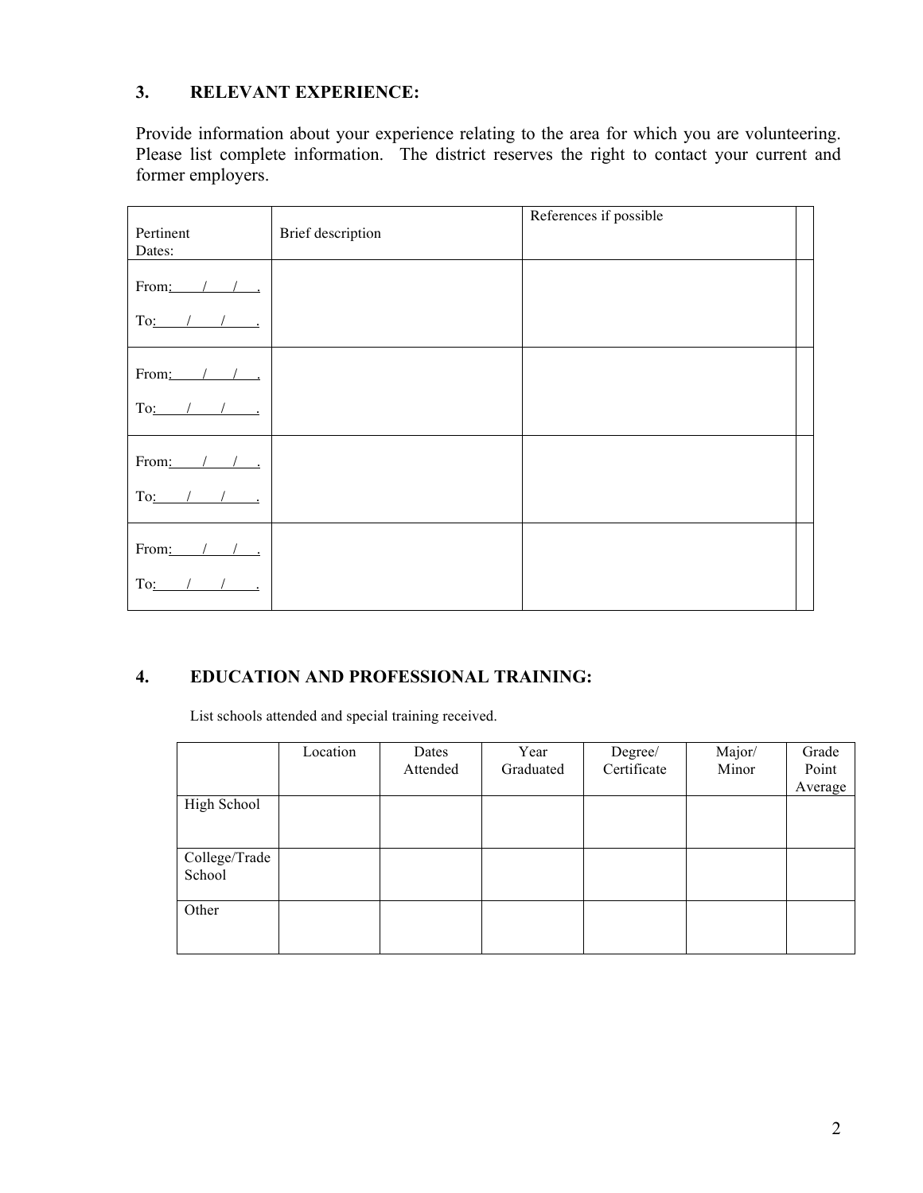## 3. RELEVANT EXPERIENCE:

Provide information about your experience relating to the area for which you are volunteering. Please list complete information. The district reserves the right to contact your current and former employers.

| Pertinent Dates: | Brief description | References if possible | |
|---|---|---|---|
| From: / / .<br>To: / / . | | | |
| From: / / .<br>To: / / . | | | |
| From: / / .<br>To: / / . | | | |
| From: / / .<br>To: / / . | | | |

## 4. EDUCATION AND PROFESSIONAL TRAINING:

List schools attended and special training received.

| | Location | Dates Attended | Year Graduated | Degree/ Certificate | Major/ Minor | Grade Point Average |
|---|---|---|---|---|---|---|
| High School | | | | | | |
| College/Trade School | | | | | | |
| Other | | | | | | |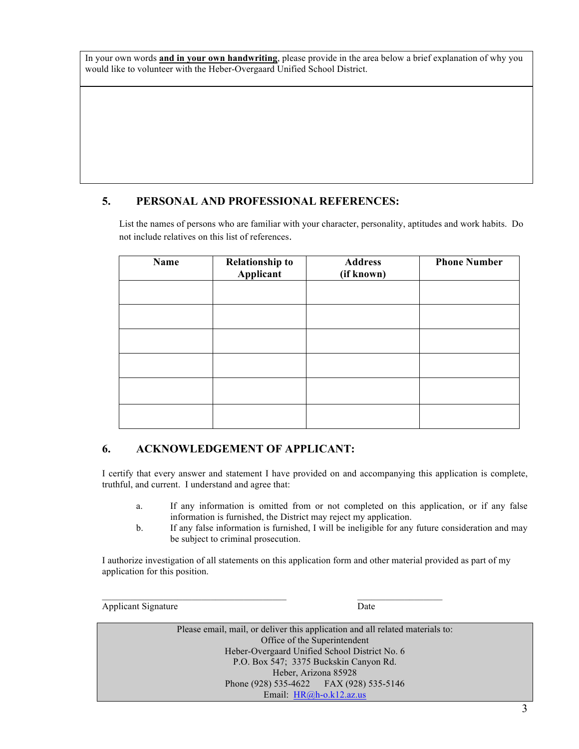In your own words **<u>and in your own handwriting</u>**, please provide in the area below a brief explanation of why you would like to volunteer with the Heber-Overgaard Unified School District.

## 5. PERSONAL AND PROFESSIONAL REFERENCES:

List the names of persons who are familiar with your character, personality, aptitudes and work habits. Do not include relatives on this list of references.

| Name | Relationship to Applicant | Address (if known) | Phone Number |
|---|---|---|---|
| | | | |
| | | | |
| | | | |
| | | | |
| | | | |
| | | | |

## 6. ACKNOWLEDGEMENT OF APPLICANT:

I certify that every answer and statement I have provided on and accompanying this application is complete, truthful, and current. I understand and agree that:

a. If any information is omitted from or not completed on this application, or if any false information is furnished, the District may reject my application.

b. If any false information is furnished, I will be ineligible for any future consideration and may be subject to criminal prosecution.

I authorize investigation of all statements on this application form and other material provided as part of my application for this position.

\_\_\_\_\_\_\_\_\_\_\_\_\_\_\_\_\_\_\_\_\_\_\_\_\_\_\_\_\_\_\_\_\_\_\_\_\_\_ \_\_\_\_\_\_\_\_\_\_\_\_\_\_\_\_\_\_
Applicant Signature Date

Please email, mail, or deliver this application and all related materials to:
Office of the Superintendent
Heber-Overgaard Unified School District No. 6
P.O. Box 547; 3375 Buckskin Canyon Rd.
Heber, Arizona 85928
Phone (928) 535-4622 FAX (928) 535-5146
Email: HR@h-o.k12.az.us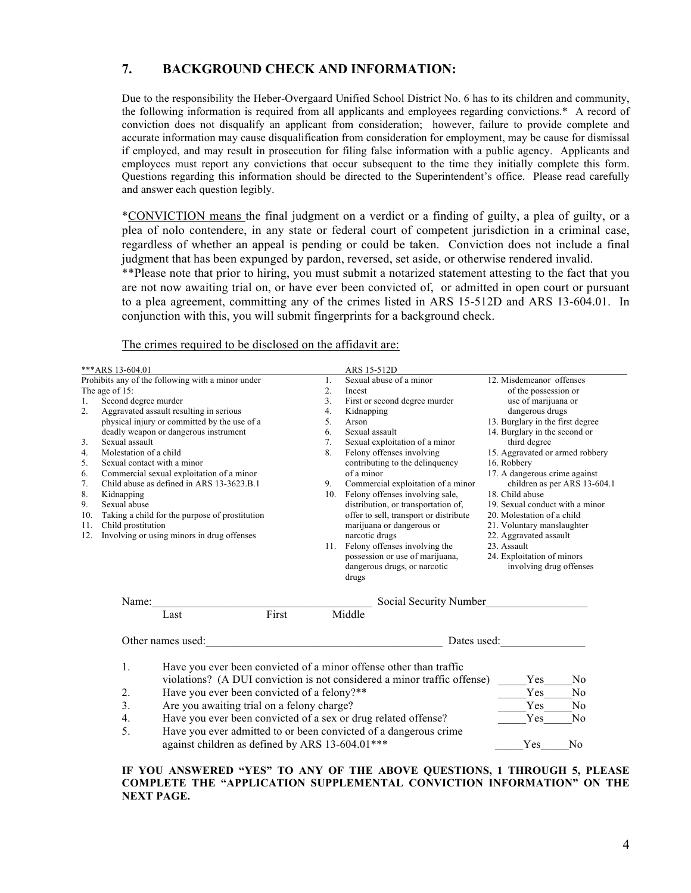## 7. BACKGROUND CHECK AND INFORMATION:

Due to the responsibility the Heber-Overgaard Unified School District No. 6 has to its children and community, the following information is required from all applicants and employees regarding convictions.* A record of conviction does not disqualify an applicant from consideration; however, failure to provide complete and accurate information may cause disqualification from consideration for employment, may be cause for dismissal if employed, and may result in prosecution for filing false information with a public agency. Applicants and employees must report any convictions that occur subsequent to the time they initially complete this form. Questions regarding this information should be directed to the Superintendent's office. Please read carefully and answer each question legibly.

*<u>CONVICTION means</u> the final judgment on a verdict or a finding of guilty, a plea of guilty, or a plea of nolo contendere, in any state or federal court of competent jurisdiction in a criminal case, regardless of whether an appeal is pending or could be taken. Conviction does not include a final judgment that has been expunged by pardon, reversed, set aside, or otherwise rendered invalid.
**Please note that prior to hiring, you must submit a notarized statement attesting to the fact that you are not now awaiting trial on, or have ever been convicted of, or admitted in open court or pursuant to a plea agreement, committing any of the crimes listed in ARS 15-512D and ARS 13-604.01. In conjunction with this, you will submit fingerprints for a background check.

<u>The crimes required to be disclosed on the affidavit are:</u>

***ARS 13-604.01

Prohibits any of the following with a minor under The age of 15:

1. Second degree murder
2. Aggravated assault resulting in serious physical injury or committed by the use of a deadly weapon or dangerous instrument
3. Sexual assault
4. Molestation of a child
5. Sexual contact with a minor
6. Commercial sexual exploitation of a minor
7. Child abuse as defined in ARS 13-3623.B.1
8. Kidnapping
9. Sexual abuse
10. Taking a child for the purpose of prostitution
11. Child prostitution
12. Involving or using minors in drug offenses

ARS 15-512D

1. Sexual abuse of a minor
2. Incest
3. First or second degree murder
4. Kidnapping
5. Arson
6. Sexual assault
7. Sexual exploitation of a minor
8. Felony offenses involving contributing to the delinquency of a minor
9. Commercial exploitation of a minor
10. Felony offenses involving sale, distribution, or transportation of, offer to sell, transport or distribute marijuana or dangerous or narcotic drugs
11. Felony offenses involving the possession or use of marijuana, dangerous drugs, or narcotic drugs
12. Misdemeanor offenses of the possession or use of marijuana or dangerous drugs
13. Burglary in the first degree
14. Burglary in the second or third degree
15. Aggravated or armed robbery
16. Robbery
17. A dangerous crime against children as per ARS 13-604.1
18. Child abuse
19. Sexual conduct with a minor
20. Molestation of a child
21. Voluntary manslaughter
22. Aggravated assault
23. Assault
24. Exploitation of minors involving drug offenses

Name:______________________________________ Social Security Number__________________
Last First Middle

Other names used:__________________________________________ Dates used:_______________

| | | |
|---|---|---|
| 1. | Have you ever been convicted of a minor offense other than traffic violations? (A DUI conviction is not considered a minor traffic offense) | _____Yes_____No |
| 2. | Have you ever been convicted of a felony?** | _____Yes_____No |
| 3. | Are you awaiting trial on a felony charge? | _____Yes_____No |
| 4. | Have you ever been convicted of a sex or drug related offense? | _____Yes_____No |
| 5. | Have you ever admitted to or been convicted of a dangerous crime against children as defined by ARS 13-604.01*** | _____Yes_____No |

**IF YOU ANSWERED "YES" TO ANY OF THE ABOVE QUESTIONS, 1 THROUGH 5, PLEASE COMPLETE THE "APPLICATION SUPPLEMENTAL CONVICTION INFORMATION" ON THE NEXT PAGE.**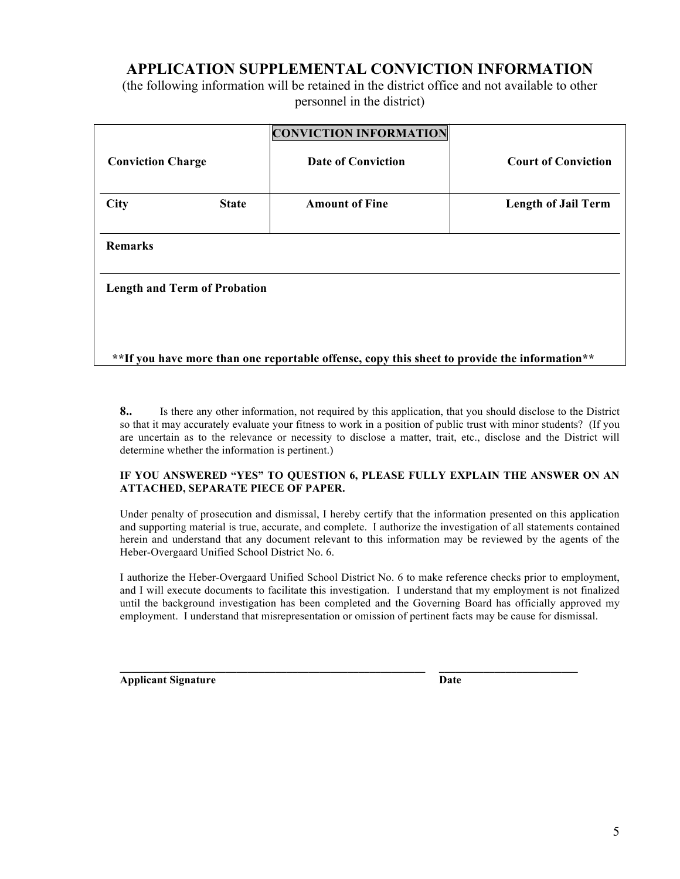# APPLICATION SUPPLEMENTAL CONVICTION INFORMATION

(the following information will be retained in the district office and not available to other personnel in the district)

| | **CONVICTION INFORMATION** | |
|---|---|---|
| **Conviction Charge** | **Date of Conviction** | **Court of Conviction** |
| **City** &nbsp;&nbsp;&nbsp;&nbsp; **State** | **Amount of Fine** | **Length of Jail Term** |
| **Remarks** | | |
| **Length and Term of Probation** | | |

**\*\*If you have more than one reportable offense, copy this sheet to provide the information\*\***

**8..** Is there any other information, not required by this application, that you should disclose to the District so that it may accurately evaluate your fitness to work in a position of public trust with minor students? (If you are uncertain as to the relevance or necessity to disclose a matter, trait, etc., disclose and the District will determine whether the information is pertinent.)

**IF YOU ANSWERED "YES" TO QUESTION 6, PLEASE FULLY EXPLAIN THE ANSWER ON AN ATTACHED, SEPARATE PIECE OF PAPER.**

Under penalty of prosecution and dismissal, I hereby certify that the information presented on this application and supporting material is true, accurate, and complete. I authorize the investigation of all statements contained herein and understand that any document relevant to this information may be reviewed by the agents of the Heber-Overgaard Unified School District No. 6.

I authorize the Heber-Overgaard Unified School District No. 6 to make reference checks prior to employment, and I will execute documents to facilitate this investigation. I understand that my employment is not finalized until the background investigation has been completed and the Governing Board has officially approved my employment. I understand that misrepresentation or omission of pertinent facts may be cause for dismissal.

\_\_\_\_\_\_\_\_\_\_\_\_\_\_\_\_\_\_\_\_\_\_\_\_\_\_\_\_\_\_\_\_\_\_\_\_\_\_\_\_\_\_\_\_ &nbsp;&nbsp;&nbsp; \_\_\_\_\_\_\_\_\_\_\_\_\_\_\_\_\_\_\_\_\_\_

**Applicant Signature** &nbsp;&nbsp;&nbsp;&nbsp;&nbsp;&nbsp;&nbsp;&nbsp;&nbsp;&nbsp;&nbsp;&nbsp;&nbsp;&nbsp;&nbsp;&nbsp;&nbsp;&nbsp;&nbsp;&nbsp;&nbsp;&nbsp;&nbsp;&nbsp;&nbsp;&nbsp;&nbsp;&nbsp;&nbsp;&nbsp;&nbsp;&nbsp;&nbsp;&nbsp;&nbsp;&nbsp; **Date**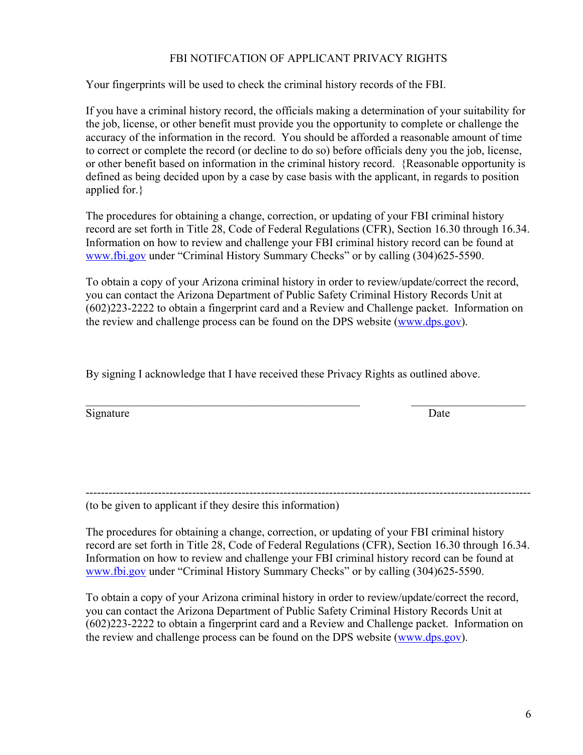# FBI NOTIFCATION OF APPLICANT PRIVACY RIGHTS

Your fingerprints will be used to check the criminal history records of the FBI.

If you have a criminal history record, the officials making a determination of your suitability for the job, license, or other benefit must provide you the opportunity to complete or challenge the accuracy of the information in the record. You should be afforded a reasonable amount of time to correct or complete the record (or decline to do so) before officials deny you the job, license, or other benefit based on information in the criminal history record. {Reasonable opportunity is defined as being decided upon by a case by case basis with the applicant, in regards to position applied for.}

The procedures for obtaining a change, correction, or updating of your FBI criminal history record are set forth in Title 28, Code of Federal Regulations (CFR), Section 16.30 through 16.34. Information on how to review and challenge your FBI criminal history record can be found at www.fbi.gov under "Criminal History Summary Checks" or by calling (304)625-5590.

To obtain a copy of your Arizona criminal history in order to review/update/correct the record, you can contact the Arizona Department of Public Safety Criminal History Records Unit at (602)223-2222 to obtain a fingerprint card and a Review and Challenge packet. Information on the review and challenge process can be found on the DPS website (www.dps.gov).

By signing I acknowledge that I have received these Privacy Rights as outlined above.

\_\_\_\_\_\_\_\_\_\_\_\_\_\_\_\_\_\_\_\_\_\_\_\_\_\_\_\_\_\_\_\_\_\_\_\_\_\_\_\_\_\_\_\_ \_\_\_\_\_\_\_\_\_\_\_\_\_\_\_\_\_\_\_\_

Signature Date

---

(to be given to applicant if they desire this information)

The procedures for obtaining a change, correction, or updating of your FBI criminal history record are set forth in Title 28, Code of Federal Regulations (CFR), Section 16.30 through 16.34. Information on how to review and challenge your FBI criminal history record can be found at www.fbi.gov under "Criminal History Summary Checks" or by calling (304)625-5590.

To obtain a copy of your Arizona criminal history in order to review/update/correct the record, you can contact the Arizona Department of Public Safety Criminal History Records Unit at (602)223-2222 to obtain a fingerprint card and a Review and Challenge packet. Information on the review and challenge process can be found on the DPS website (www.dps.gov).